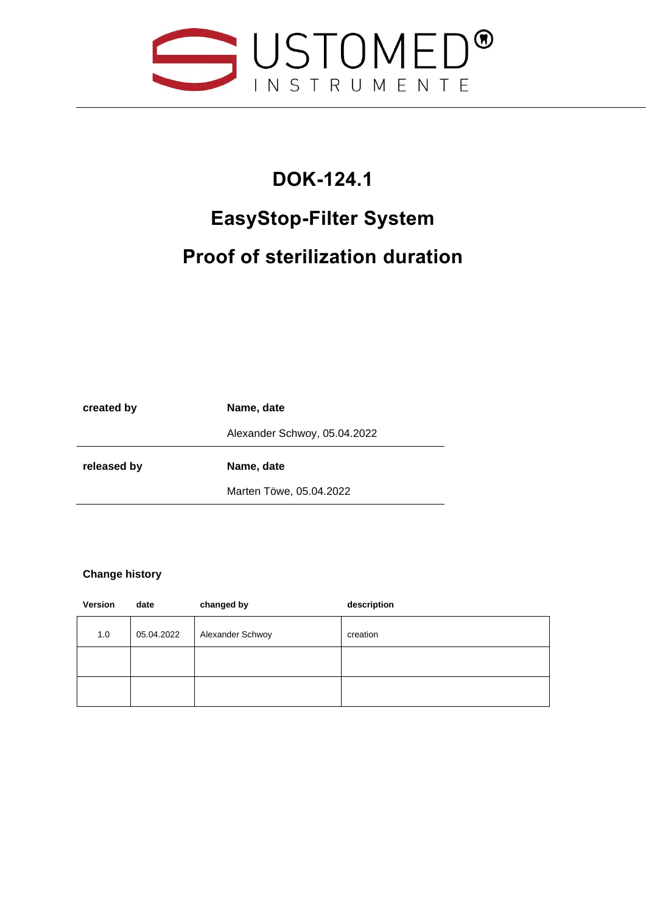USTOMED®

INSTRUMENTE

# DOK-124.1

# EasyStop-Filter System

# Proof of sterilization duration

| **created by** | **Name, date** |
|---|---|
| | Alexander Schwoy, 05.04.2022 |
| **released by** | **Name, date** |
| | Marten Töwe, 05.04.2022 |

**Change history**

| Version | date | changed by | description |
|---|---|---|---|
| 1.0 | 05.04.2022 | Alexander Schwoy | creation |
| | | | |
| | | | |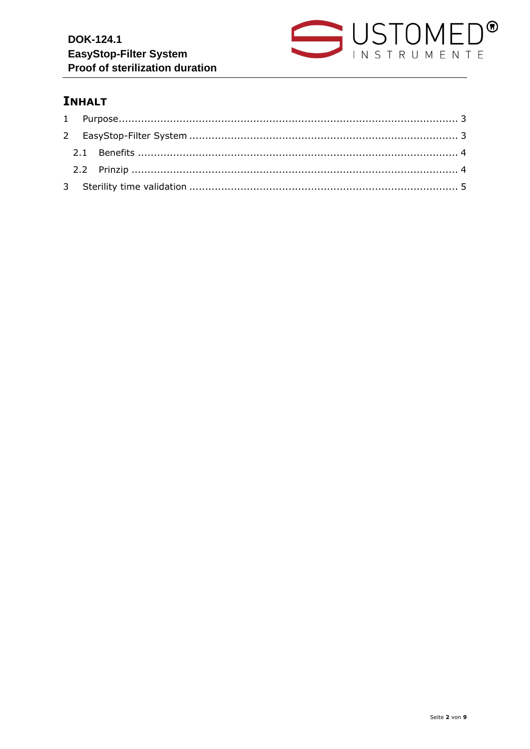## INHALT

1 Purpose ........................................................................................................ 3

2 EasyStop-Filter System .................................................................................. 3

  2.1 Benefits .................................................................................................. 4

  2.2 Prinzip .................................................................................................... 4

3 Sterility time validation .................................................................................. 5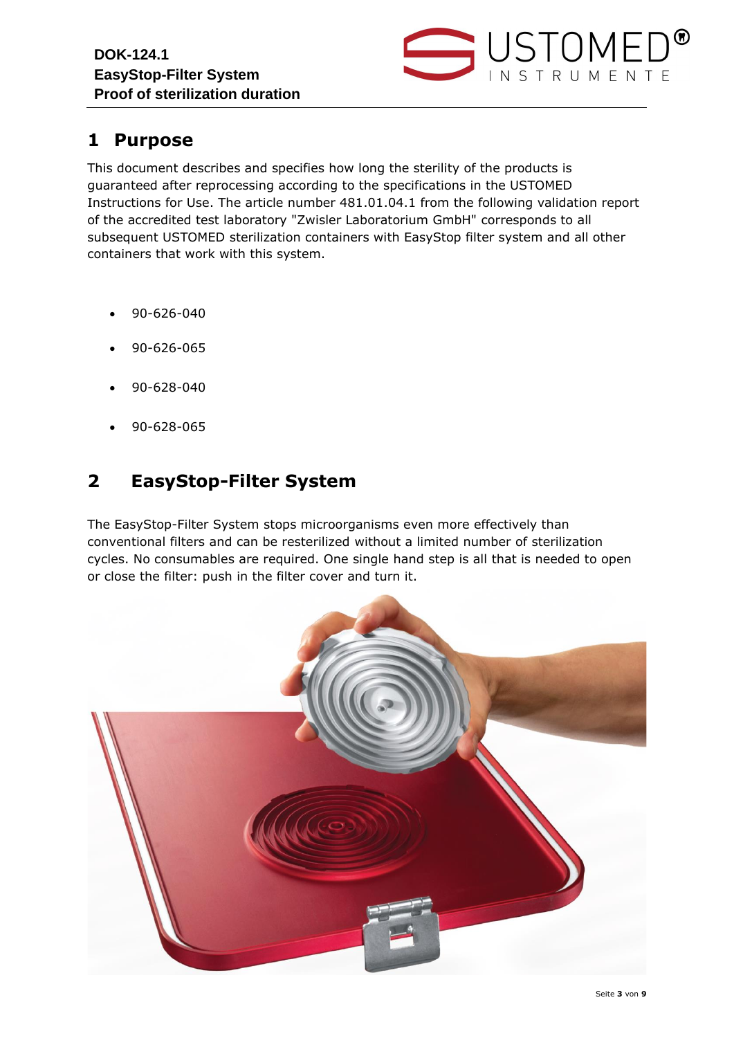# 1 Purpose

This document describes and specifies how long the sterility of the products is guaranteed after reprocessing according to the specifications in the USTOMED Instructions for Use. The article number 481.01.04.1 from the following validation report of the accredited test laboratory "Zwisler Laboratorium GmbH" corresponds to all subsequent USTOMED sterilization containers with EasyStop filter system and all other containers that work with this system.

- 90-626-040
- 90-626-065
- 90-628-040
- 90-628-065

# 2 EasyStop-Filter System

The EasyStop-Filter System stops microorganisms even more effectively than conventional filters and can be resterilized without a limited number of sterilization cycles. No consumables are required. One single hand step is all that is needed to open or close the filter: push in the filter cover and turn it.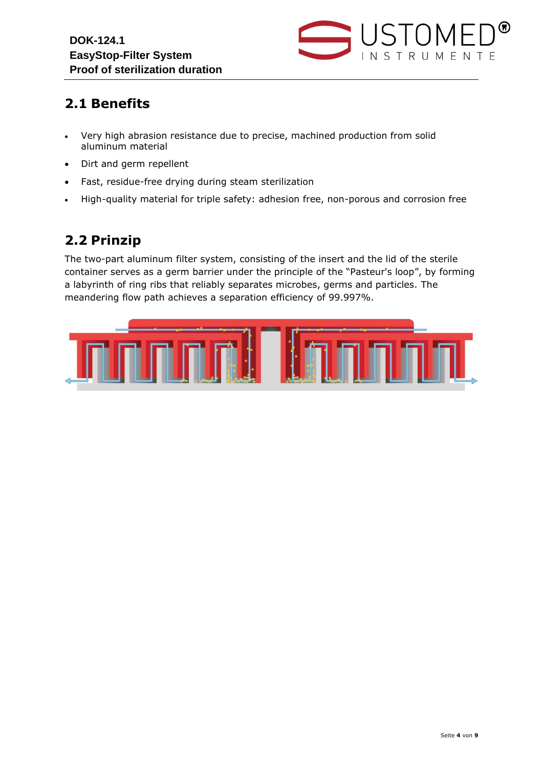## 2.1 Benefits

- Very high abrasion resistance due to precise, machined production from solid aluminum material
- Dirt and germ repellent
- Fast, residue-free drying during steam sterilization
- High-quality material for triple safety: adhesion free, non-porous and corrosion free

## 2.2 Prinzip

The two-part aluminum filter system, consisting of the insert and the lid of the sterile container serves as a germ barrier under the principle of the “Pasteur's loop”, by forming a labyrinth of ring ribs that reliably separates microbes, germs and particles. The meandering flow path achieves a separation efficiency of 99.997%.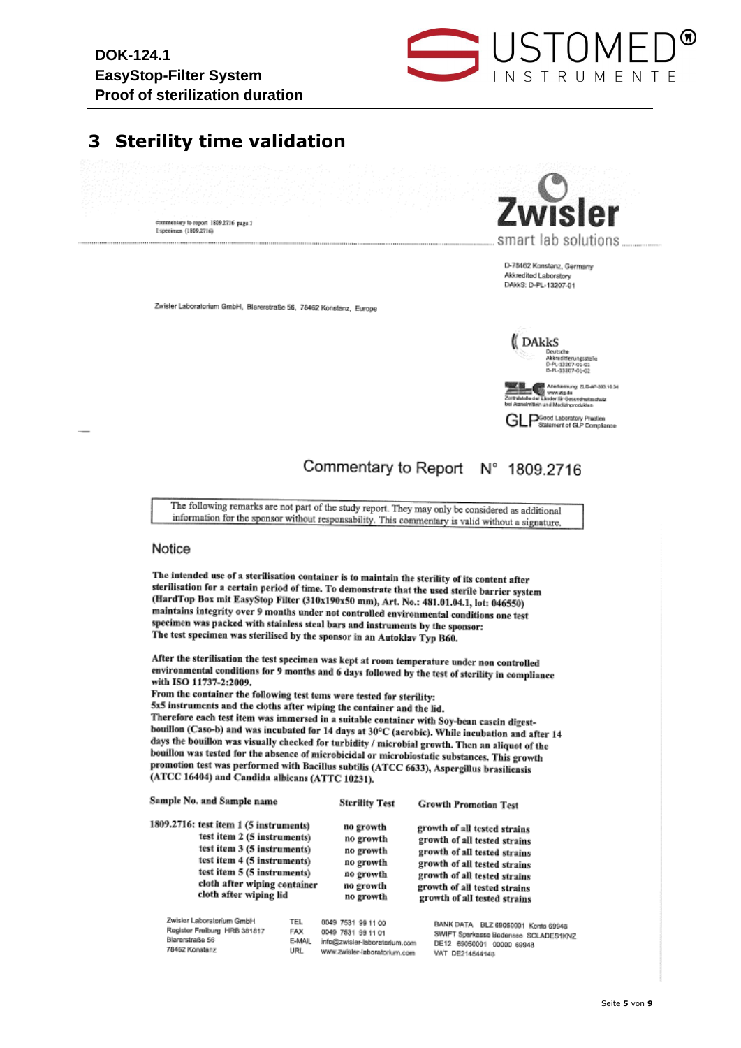## 3 Sterility time validation

commentary to report 1809.2716 page 1
I specimen (1809.2716)

**Zwisler**
smart lab solutions

D-78462 Konstanz, Germany
Akkredited Laboratory
DAkkS: D-PL-13207-01

Zwisler Laboratorium GmbH, Blarerstraße 56, 78462 Konstanz, Europe

DAkkS
Deutsche Akkreditierungsstelle
D-PL-13207-01-01
D-PL-13207-01-02

Anerkennung: ZLG-AP-303.10.34
www.zlg.de
Zentralstelle der Länder für Gesundheitsschutz bei Arzneimitteln und Medizinprodukten

GLP Good Laboratory Practice
Statement of GLP Compliance

# Commentary to Report N° 1809.2716

> The following remarks are not part of the study report. They may only be considered as additional information for the sponsor without responsability. This commentary is valid without a signature.

## Notice

**The intended use of a sterilisation container is to maintain the sterility of its content after sterilisation for a certain period of time. To demonstrate that the used sterile barrier system (HardTop Box mit EasyStop Filter (310x190x50 mm), Art. No.: 481.01.04.1, lot: 046550) maintains integrity over 9 months under not controlled environmental conditions one test specimen was packed with stainless steal bars and instruments by the sponsor:**
**The test specimen was sterilised by the sponsor in an Autoklav Typ B60.**

**After the sterilisation the test specimen was kept at room temperature under non controlled environmental conditions for 9 months and 6 days followed by the test of sterility in compliance with ISO 11737-2:2009.**
**From the container the following test tems were tested for sterility:**
**5x5 instruments and the cloths after wiping the container and the lid.**
**Therefore each test item was immersed in a suitable container with Soy-bean casein digest-bouillon (Caso-b) and was incubated for 14 days at 30°C (aerobic). While incubation and after 14 days the bouillon was visually checked for turbidity / microbial growth. Then an aliquot of the bouillon was tested for the absence of microbicidal or microbiostatic substances. This growth promotion test was performed with Bacillus subtilis (ATCC 6633), Aspergillus brasiliensis (ATCC 16404) and Candida albicans (ATTC 10231).**

| Sample No. and Sample name | Sterility Test | Growth Promotion Test |
|---|---|---|
| 1809.2716: test item 1 (5 instruments) | no growth | growth of all tested strains |
| test item 2 (5 instruments) | no growth | growth of all tested strains |
| test item 3 (5 instruments) | no growth | growth of all tested strains |
| test item 4 (5 instruments) | no growth | growth of all tested strains |
| test item 5 (5 instruments) | no growth | growth of all tested strains |
| cloth after wiping container | no growth | growth of all tested strains |
| cloth after wiping lid | no growth | growth of all tested strains |

Zwisler Laboratorium GmbH
Register Freiburg HRB 381817
Blarerstraße 56
78462 Konstanz

TEL 0049 7531 99 11 00
FAX 0049 7531 99 11 01
E-MAIL info@zwisler-laboratorium.com
URL www.zwisler-laboratorium.com

BANK DATA BLZ 69050001 Konto 69948
SWIFT Sparkasse Bodensee SOLADES1KNZ
DE12 69050001 00000 69948
VAT DE214544148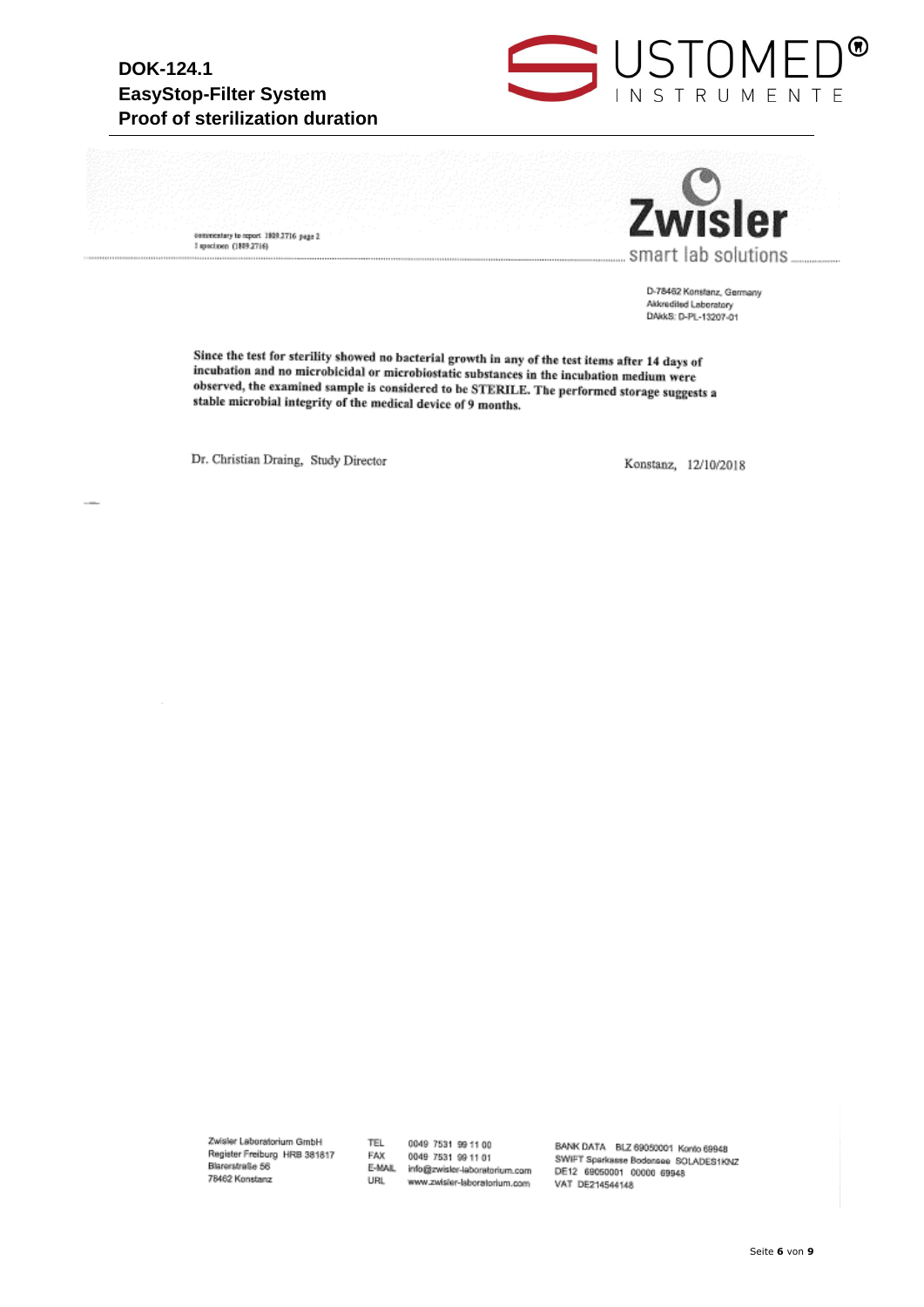commentary to report 1809.2716 page 2
1 specimen (1809.2716)

**Zwisler**
smart lab solutions

D-78462 Konstanz, Germany
Akkredited Laboratory
DAkkS: D-PL-13207-01

**Since the test for sterility showed no bacterial growth in any of the test items after 14 days of incubation and no microbicidal or microbiostatic substances in the incubation medium were observed, the examined sample is considered to be STERILE. The performed storage suggests a stable microbial integrity of the medical device of 9 months.**

Dr. Christian Draing, Study Director

Konstanz, 12/10/2018

Zwisler Laboratorium GmbH
Register Freiburg HRB 381817
Blarerstraße 56
78462 Konstanz

TEL 0049 7531 99 11 00
FAX 0049 7531 99 11 01
E-MAIL info@zwisler-laboratorium.com
URL www.zwisler-laboratorium.com

BANK DATA BLZ 69050001 Konto 69948
SWIFT Sparkasse Bodensee SOLADES1KNZ
DE12 69050001 00000 69948
VAT DE214544148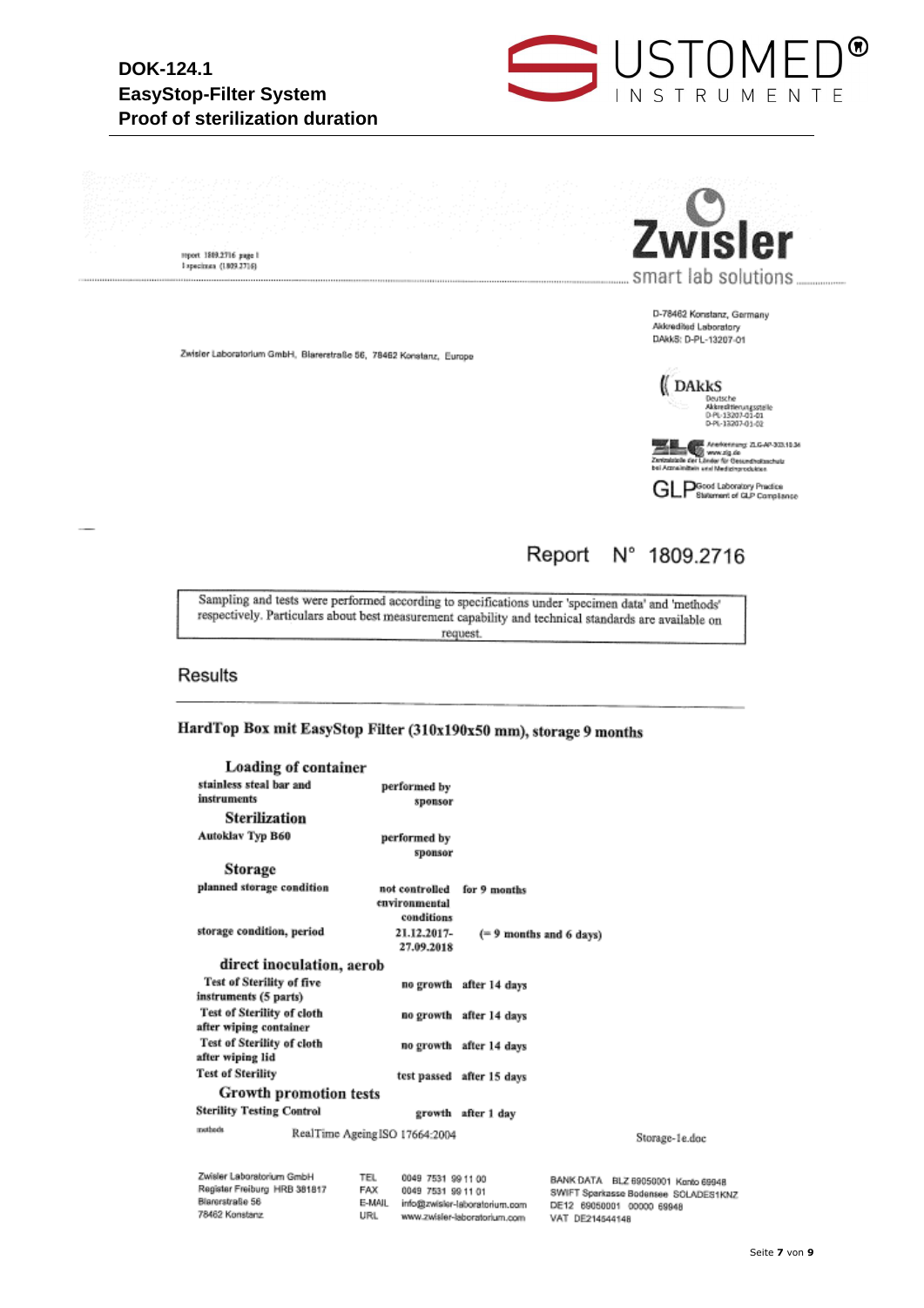DOK-124.1
EasyStop-Filter System
Proof of sterilization duration

report 1809.2716 page 1
1 specimen (1809.2716)

**Zwisler**
smart lab solutions

D-78462 Konstanz, Germany
Akkredited Laboratory
DAkkS: D-PL-13207-01

Zwisler Laboratorium GmbH, Blarerstraße 56, 78462 Konstanz, Europe

DAkkS Deutsche Akkreditierungsstelle D-PL-13207-01-01 D-PL-13207-01-02

ZLG Anerkennung: ZLG-AP-303.18.34 www.zlg.de Zentralstelle der Länder für Gesundheitsschutz bei Arzneimitteln und Medizinprodukten

GLP Good Laboratory Practice Statement of GLP Compliance

## Report N° 1809.2716

Sampling and tests were performed according to specifications under 'specimen data' and 'methods' respectively. Particulars about best measurement capability and technical standards are available on request.

## Results

### HardTop Box mit EasyStop Filter (310x190x50 mm), storage 9 months

| | | |
|---|---|---|
| **Loading of container** | | |
| stainless steal bar and instruments | performed by sponsor | |
| **Sterilization** | | |
| Autoklav Typ B60 | performed by sponsor | |
| **Storage** | | |
| planned storage condition | not controlled environmental conditions | for 9 months |
| storage condition, period | 21.12.2017-27.09.2018 | (= 9 months and 6 days) |
| **direct inoculation, aerob** | | |
| Test of Sterility of five instruments (5 parts) | no growth | after 14 days |
| Test of Sterility of cloth after wiping container | no growth | after 14 days |
| Test of Sterility of cloth after wiping lid | no growth | after 14 days |
| Test of Sterility | test passed | after 15 days |
| **Growth promotion tests** | | |
| Sterility Testing Control | growth | after 1 day |

methods RealTime Ageing ISO 17664:2004

Storage-1e.doc

Zwisler Laboratorium GmbH
Register Freiburg HRB 381817
Blarerstraße 56
78462 Konstanz

TEL 0049 7531 99 11 00
FAX 0049 7531 99 11 01
E-MAIL info@zwisler-laboratorium.com
URL www.zwisler-laboratorium.com

BANK DATA BLZ 69050001 Konto 69948
SWIFT Sparkasse Bodensee SOLADES1KNZ
DE12 69050001 00000 69948
VAT DE214544148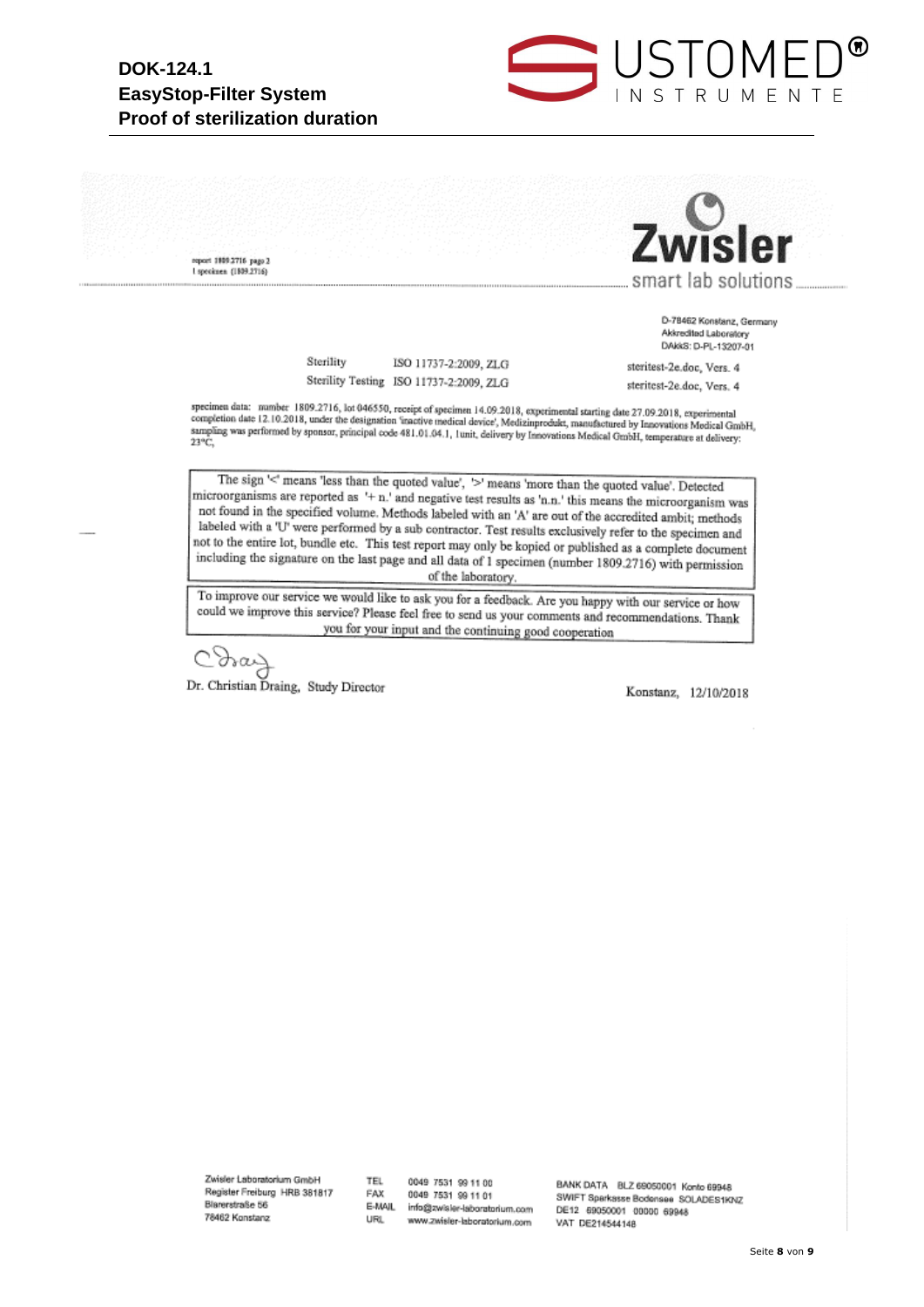report 1809.2716 page 2
1 specimen (1809.2716)

Zwisler
smart lab solutions

D-78462 Konstanz, Germany
Akkredited Laboratory
DAkkS: D-PL-13207-01

| | | |
|---|---|---|
| Sterility | ISO 11737-2:2009, ZLG | steritest-2e.doc, Vers. 4 |
| Sterility Testing | ISO 11737-2:2009, ZLG | steritest-2e.doc, Vers. 4 |

specimen data: number 1809.2716, lot 046550, receipt of specimen 14.09.2018, experimental starting date 27.09.2018, experimental completion date 12.10.2018, under the designation 'inactive medical device', Medizinprodukt, manufactured by Innovations Medical GmbH, sampling was performed by sponsor, principal code 481.01.04.1, 1unit, delivery by Innovations Medical GmbH, temperature at delivery: 23°C,

> The sign '<' means 'less than the quoted value', '>' means 'more than the quoted value'. Detected microorganisms are reported as '+ n.' and negative test results as 'n.n.' this means the microorganism was not found in the specified volume. Methods labeled with an 'A' are out of the accredited ambit; methods labeled with a 'U' were performed by a sub contractor. Test results exclusively refer to the specimen and not to the entire lot, bundle etc. This test report may only be kopied or published as a complete document including the signature on the last page and all data of 1 specimen (number 1809.2716) with permission of the laboratory.

> To improve our service we would like to ask you for a feedback. Are you happy with our service or how could we improve this service? Please feel free to send us your comments and recommendations. Thank you for your input and the continuing good cooperation

Dr. Christian Draing, Study Director

Konstanz, 12/10/2018

Zwisler Laboratorium GmbH
Register Freiburg HRB 381817
Blarerstraße 56
78462 Konstanz

TEL 0049 7531 99 11 00
FAX 0049 7531 99 11 01
E-MAIL info@zwisler-laboratorium.com
URL www.zwisler-laboratorium.com

BANK DATA BLZ 69050001 Konto 69948
SWIFT Sparkasse Bodensee SOLADES1KNZ
DE12 69050001 00000 69948
VAT DE214544148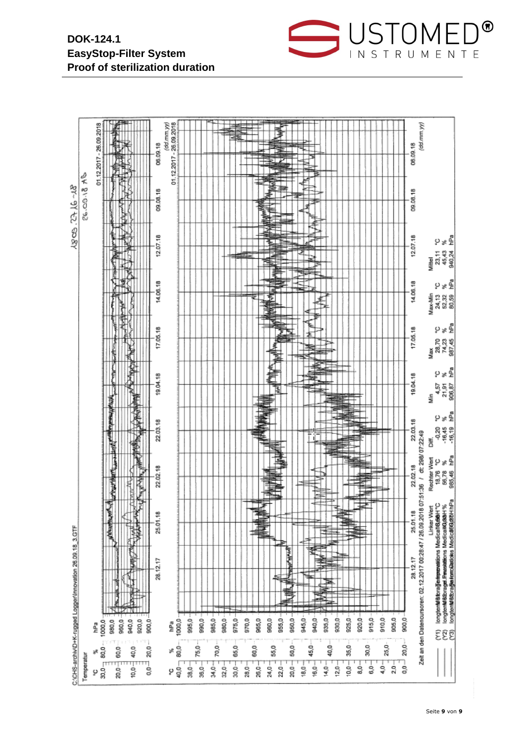DOK-124.1
EasyStop-Filter System
Proof of sterilization duration

C:\CHS-archiv\D+K-rugged Logger\Innovation 26.09.18_3.GTF

Temperatur

°C | % | hPa

30,0 | 80,0 | 1000,0
20,0 | 60,0 | 980,0 / 960,0
10,0 | 40,0 | 940,0 / 920,0
0,0 | 20,0 | 900,0

28.12.17 25.01.18 22.02.18 22.03.18 19.04.18 17.05.18 14.06.18 12.07.18 09.08.18 06.09.18 (dd.mm.yy)

01.12.2017 - 26.09.2018

°C | % | hPa

40,0 | 80,0 | 1000,0
38,0 | | 995,0
36,0 | 75,0 | 990,0
34,0 | | 985,0
32,0 | 70,0 | 980,0
30,0 | 65,0 | 975,0
28,0 | | 970,0
26,0 | 60,0 | 965,0
24,0 | 55,0 | 960,0
22,0 | | 955,0
20,0 | 50,0 | 950,0
18,0 | 45,0 | 945,0
16,0 | | 940,0
14,0 | 40,0 | 935,0
12,0 | | 930,0
10,0 | 35,0 | 925,0
8,0 | | 920,0
6,0 | 30,0 | 915,0
4,0 | 25,0 | 910,0
2,0 | | 905,0
0,0 | 20,0 | 900,0

28.12.17 25.01.18 22.02.18 22.03.18 19.04.18 17.05.18 14.06.18 12.07.18 09.08.18 06.09.18 (dd.mm.yy)

Zeit an den Datencursoren: 02.12.2017 00:28:47 / 26.09.2018 07:51:36 / dt: 298/ 07:22:49

| | | Linker Wert | Rechter Wert | Diff. | Min | Max | Max-Min | Mittel |
|---|---|---|---|---|---|---|---|---|
| (Y1) | longtermMedical Temperatur Innovations °C | 18,96 °C | 18,76 °C | -0,20 °C | 4,57 °C | 28,70 °C | 24,13 °C | 23,11 °C |
| (Y2) | longtermMedical Feuchte Innovations % | 73,23 % | 56,78 % | -16,45 % | 21,91 % | 74,23 % | 52,32 % | 45,43 % |
| (Y3) | longtermMedical Luftdruck Innovations hPa | 981,65 hPa | 965,46 hPa | -16,19 hPa | 906,87 hPa | 987,45 hPa | 80,59 hPa | 940,24 hPa |

1809.2716-18
26.09.18 AB